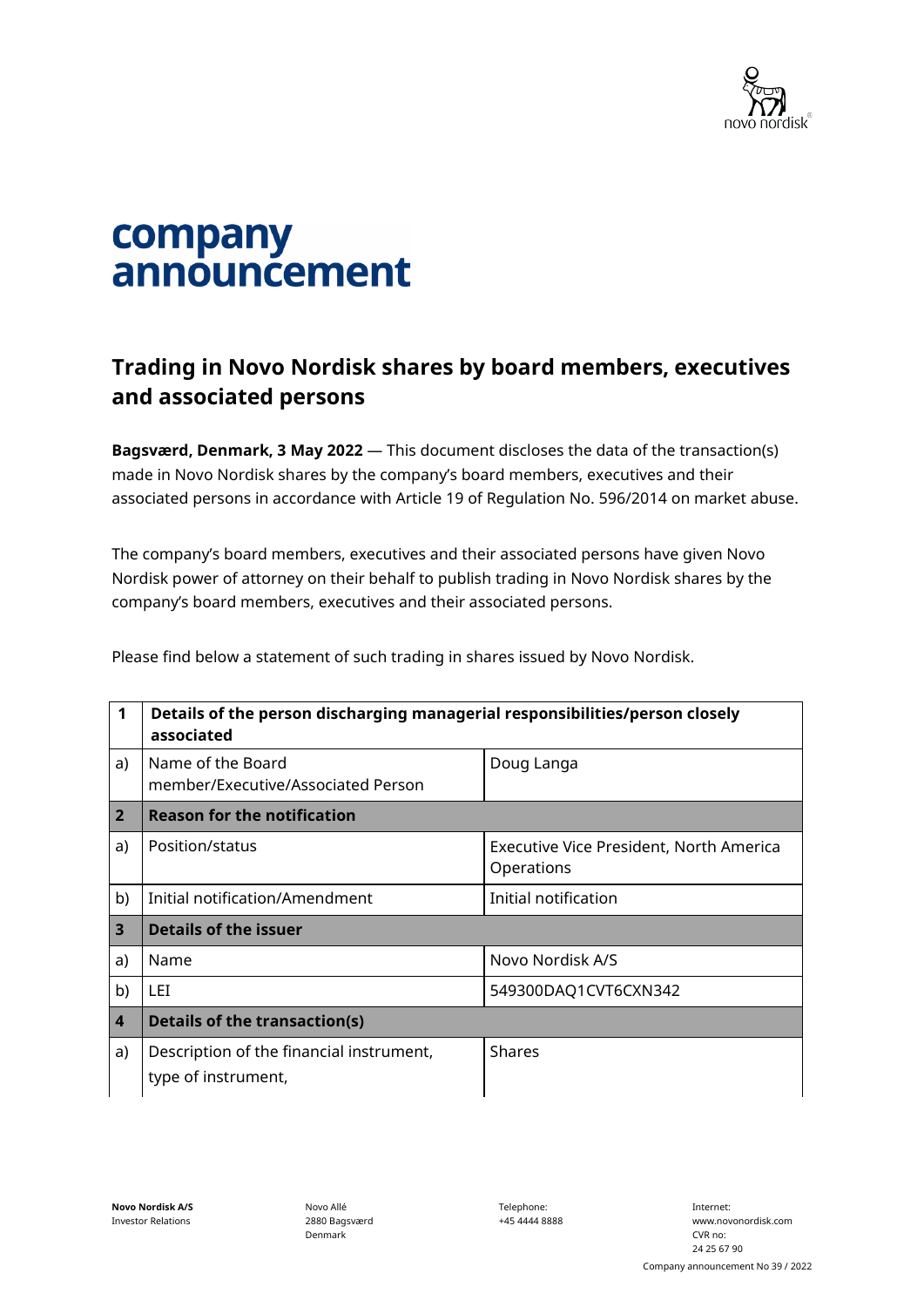# company announcement

## Trading in Novo Nordisk shares by board members, executives and associated persons

**Bagsværd, Denmark, 3 May 2022** — This document discloses the data of the transaction(s) made in Novo Nordisk shares by the company's board members, executives and their associated persons in accordance with Article 19 of Regulation No. 596/2014 on market abuse.

The company's board members, executives and their associated persons have given Novo Nordisk power of attorney on their behalf to publish trading in Novo Nordisk shares by the company's board members, executives and their associated persons.

Please find below a statement of such trading in shares issued by Novo Nordisk.

| 1 | **Details of the person discharging managerial responsibilities/person closely associated** | |
|---|---|---|
| a) | Name of the Board member/Executive/Associated Person | Doug Langa |
| **2** | **Reason for the notification** | |
| a) | Position/status | Executive Vice President, North America Operations |
| b) | Initial notification/Amendment | Initial notification |
| **3** | **Details of the issuer** | |
| a) | Name | Novo Nordisk A/S |
| b) | LEI | 549300DAQ1CVT6CXN342 |
| **4** | **Details of the transaction(s)** | |
| a) | Description of the financial instrument, type of instrument, | Shares |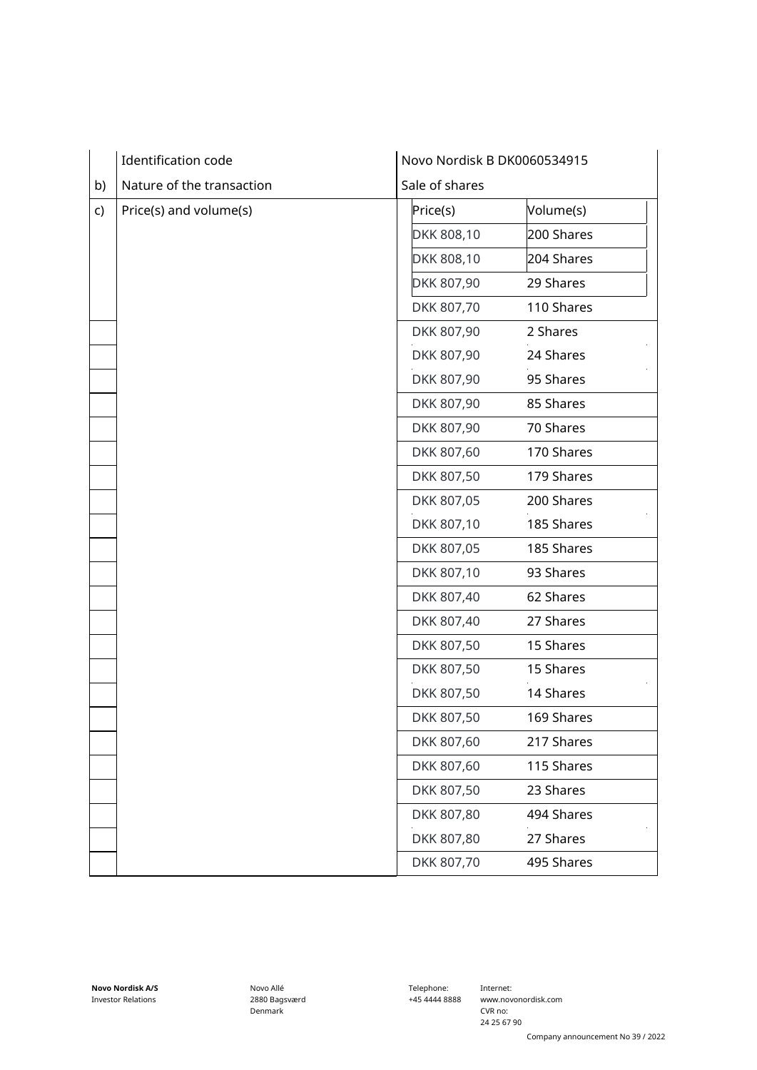| | | | |
|---|---|---|---|
| | Identification code | Novo Nordisk B DK0060534915 | |
| b) | Nature of the transaction | Sale of shares | |
| c) | Price(s) and volume(s) | Price(s) | Volume(s) |
| | | DKK 808,10 | 200 Shares |
| | | DKK 808,10 | 204 Shares |
| | | DKK 807,90 | 29 Shares |
| | | DKK 807,70 | 110 Shares |
| | | DKK 807,90 | 2 Shares |
| | | DKK 807,90 | 24 Shares |
| | | DKK 807,90 | 95 Shares |
| | | DKK 807,90 | 85 Shares |
| | | DKK 807,90 | 70 Shares |
| | | DKK 807,60 | 170 Shares |
| | | DKK 807,50 | 179 Shares |
| | | DKK 807,05 | 200 Shares |
| | | DKK 807,10 | 185 Shares |
| | | DKK 807,05 | 185 Shares |
| | | DKK 807,10 | 93 Shares |
| | | DKK 807,40 | 62 Shares |
| | | DKK 807,40 | 27 Shares |
| | | DKK 807,50 | 15 Shares |
| | | DKK 807,50 | 15 Shares |
| | | DKK 807,50 | 14 Shares |
| | | DKK 807,50 | 169 Shares |
| | | DKK 807,60 | 217 Shares |
| | | DKK 807,60 | 115 Shares |
| | | DKK 807,50 | 23 Shares |
| | | DKK 807,80 | 494 Shares |
| | | DKK 807,80 | 27 Shares |
| | | DKK 807,70 | 495 Shares |

**Novo Nordisk A/S**
Investor Relations

Novo Allé
2880 Bagsværd
Denmark

Telephone:
+45 4444 8888

Internet:
www.novonordisk.com
CVR no:
24 25 67 90

Company announcement No 39 / 2022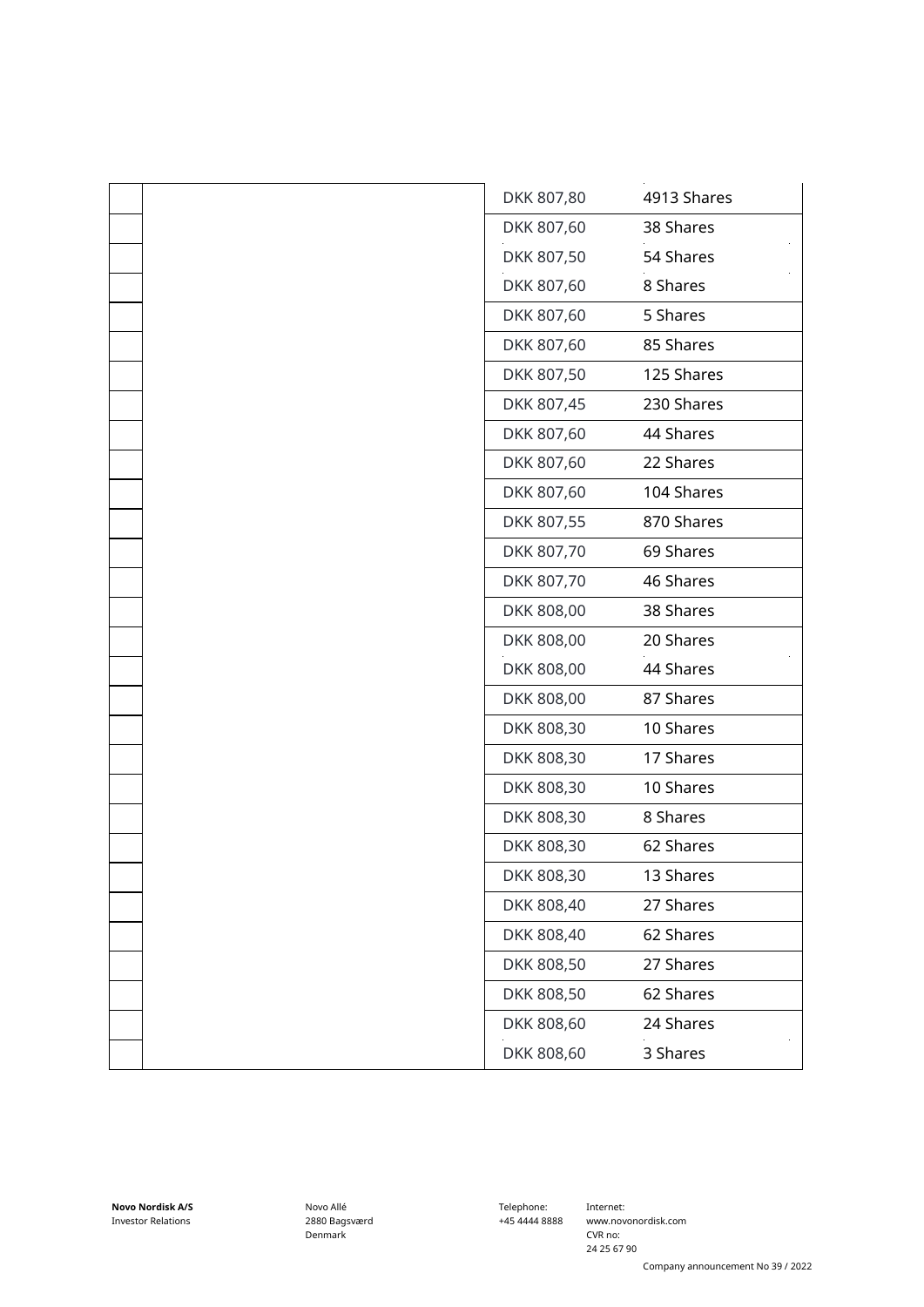| | | | |
|---|---|---|---|
| | | DKK 807,80 | 4913 Shares |
| | | DKK 807,60 | 38 Shares |
| | | DKK 807,50 | 54 Shares |
| | | DKK 807,60 | 8 Shares |
| | | DKK 807,60 | 5 Shares |
| | | DKK 807,60 | 85 Shares |
| | | DKK 807,50 | 125 Shares |
| | | DKK 807,45 | 230 Shares |
| | | DKK 807,60 | 44 Shares |
| | | DKK 807,60 | 22 Shares |
| | | DKK 807,60 | 104 Shares |
| | | DKK 807,55 | 870 Shares |
| | | DKK 807,70 | 69 Shares |
| | | DKK 807,70 | 46 Shares |
| | | DKK 808,00 | 38 Shares |
| | | DKK 808,00 | 20 Shares |
| | | DKK 808,00 | 44 Shares |
| | | DKK 808,00 | 87 Shares |
| | | DKK 808,30 | 10 Shares |
| | | DKK 808,30 | 17 Shares |
| | | DKK 808,30 | 10 Shares |
| | | DKK 808,30 | 8 Shares |
| | | DKK 808,30 | 62 Shares |
| | | DKK 808,30 | 13 Shares |
| | | DKK 808,40 | 27 Shares |
| | | DKK 808,40 | 62 Shares |
| | | DKK 808,50 | 27 Shares |
| | | DKK 808,50 | 62 Shares |
| | | DKK 808,60 | 24 Shares |
| | | DKK 808,60 | 3 Shares |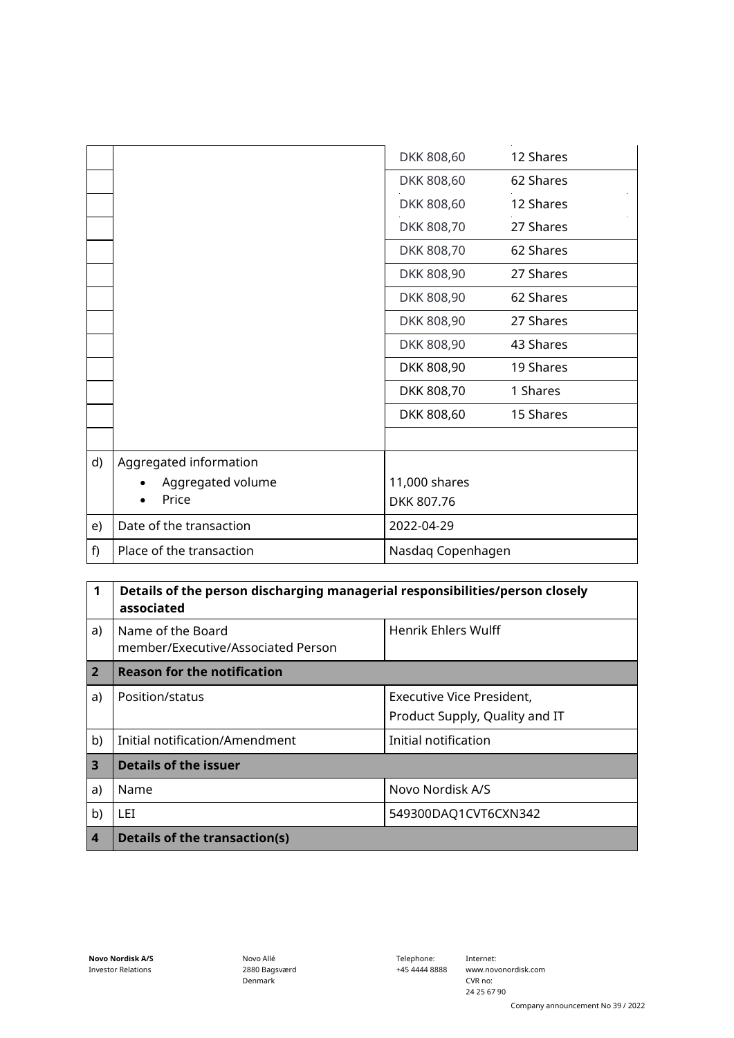| | | | |
|---|---|---|---|
| | | DKK 808,60 | 12 Shares |
| | | DKK 808,60 | 62 Shares |
| | | DKK 808,60 | 12 Shares |
| | | DKK 808,70 | 27 Shares |
| | | DKK 808,70 | 62 Shares |
| | | DKK 808,90 | 27 Shares |
| | | DKK 808,90 | 62 Shares |
| | | DKK 808,90 | 27 Shares |
| | | DKK 808,90 | 43 Shares |
| | | DKK 808,90 | 19 Shares |
| | | DKK 808,70 | 1 Shares |
| | | DKK 808,60 | 15 Shares |
| | | | |
| d) | Aggregated information<br>• Aggregated volume<br>• Price | 11,000 shares<br>DKK 807.76 | |
| e) | Date of the transaction | 2022-04-29 | |
| f) | Place of the transaction | Nasdaq Copenhagen | |

| | | |
|---|---|---|
| **1** | **Details of the person discharging managerial responsibilities/person closely associated** | |
| a) | Name of the Board member/Executive/Associated Person | Henrik Ehlers Wulff |
| **2** | **Reason for the notification** | |
| a) | Position/status | Executive Vice President, Product Supply, Quality and IT |
| b) | Initial notification/Amendment | Initial notification |
| **3** | **Details of the issuer** | |
| a) | Name | Novo Nordisk A/S |
| b) | LEI | 549300DAQ1CVT6CXN342 |
| **4** | **Details of the transaction(s)** | |

**Novo Nordisk A/S**
Investor Relations

Novo Allé
2880 Bagsværd
Denmark

Telephone:
+45 4444 8888

Internet:
www.novonordisk.com
CVR no:
24 25 67 90

Company announcement No 39 / 2022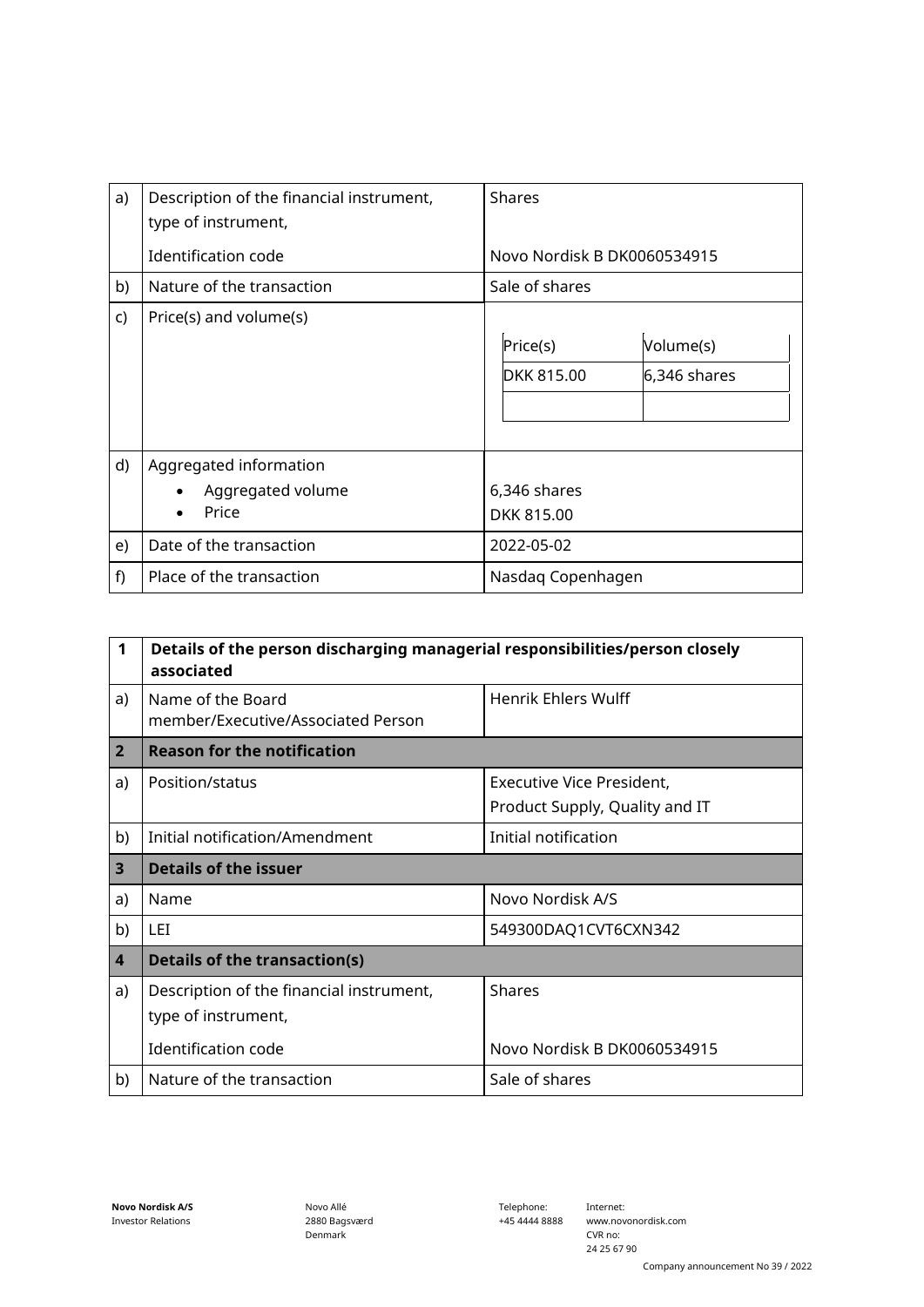| | | |
|---|---|---|
| a) | Description of the financial instrument, type of instrument,<br><br>Identification code | Shares<br><br>Novo Nordisk B DK0060534915 |
| b) | Nature of the transaction | Sale of shares |
| c) | Price(s) and volume(s) | Price(s): DKK 815.00<br>Volume(s): 6,346 shares |
| d) | Aggregated information<br>• Aggregated volume<br>• Price | <br>6,346 shares<br>DKK 815.00 |
| e) | Date of the transaction | 2022-05-02 |
| f) | Place of the transaction | Nasdaq Copenhagen |

| | | |
|---|---|---|
| **1** | **Details of the person discharging managerial responsibilities/person closely associated** | |
| a) | Name of the Board member/Executive/Associated Person | Henrik Ehlers Wulff |
| **2** | **Reason for the notification** | |
| a) | Position/status | Executive Vice President,<br>Product Supply, Quality and IT |
| b) | Initial notification/Amendment | Initial notification |
| **3** | **Details of the issuer** | |
| a) | Name | Novo Nordisk A/S |
| b) | LEI | 549300DAQ1CVT6CXN342 |
| **4** | **Details of the transaction(s)** | |
| a) | Description of the financial instrument, type of instrument,<br><br>Identification code | Shares<br><br>Novo Nordisk B DK0060534915 |
| b) | Nature of the transaction | Sale of shares |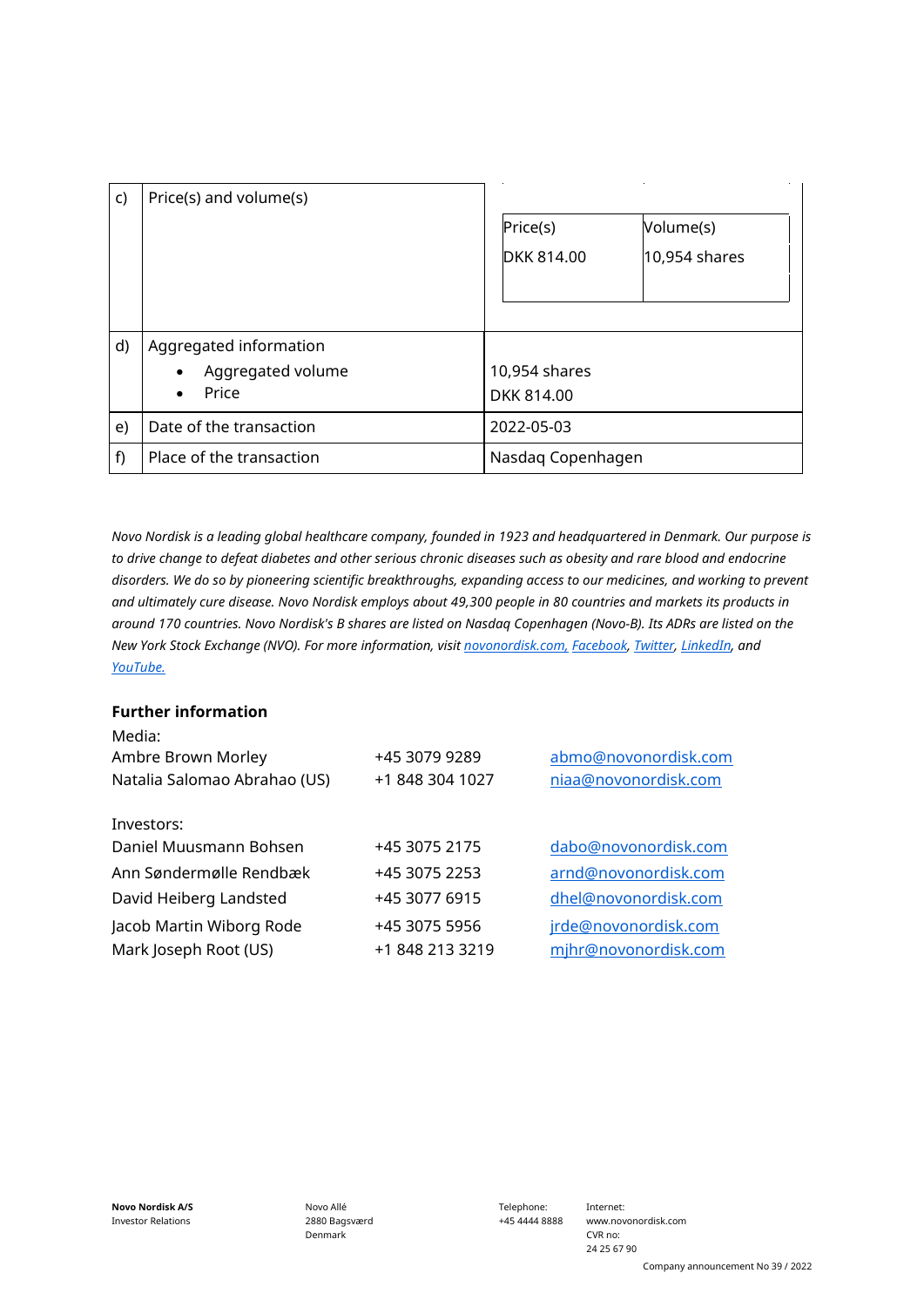| | | |
|---|---|---|
| c) | Price(s) and volume(s) | Price(s): DKK 814.00<br>Volume(s): 10,954 shares |
| d) | Aggregated information<br>• Aggregated volume<br>• Price | 10,954 shares<br>DKK 814.00 |
| e) | Date of the transaction | 2022-05-03 |
| f) | Place of the transaction | Nasdaq Copenhagen |

*Novo Nordisk is a leading global healthcare company, founded in 1923 and headquartered in Denmark. Our purpose is to drive change to defeat diabetes and other serious chronic diseases such as obesity and rare blood and endocrine disorders. We do so by pioneering scientific breakthroughs, expanding access to our medicines, and working to prevent and ultimately cure disease. Novo Nordisk employs about 49,300 people in 80 countries and markets its products in around 170 countries. Novo Nordisk's B shares are listed on Nasdaq Copenhagen (Novo-B). Its ADRs are listed on the New York Stock Exchange (NVO). For more information, visit novonordisk.com, Facebook, Twitter, LinkedIn, and YouTube.*

**Further information**

Media:

| | | |
|---|---|---|
| Ambre Brown Morley | +45 3079 9289 | abmo@novonordisk.com |
| Natalia Salomao Abrahao (US) | +1 848 304 1027 | niaa@novonordisk.com |

Investors:

| | | |
|---|---|---|
| Daniel Muusmann Bohsen | +45 3075 2175 | dabo@novonordisk.com |
| Ann Søndermølle Rendbæk | +45 3075 2253 | arnd@novonordisk.com |
| David Heiberg Landsted | +45 3077 6915 | dhel@novonordisk.com |
| Jacob Martin Wiborg Rode | +45 3075 5956 | jrde@novonordisk.com |
| Mark Joseph Root (US) | +1 848 213 3219 | mjhr@novonordisk.com |

**Novo Nordisk A/S**
Investor Relations

Novo Allé
2880 Bagsværd
Denmark

Telephone:
+45 4444 8888

Internet:
www.novonordisk.com
CVR no:
24 25 67 90

Company announcement No 39 / 2022